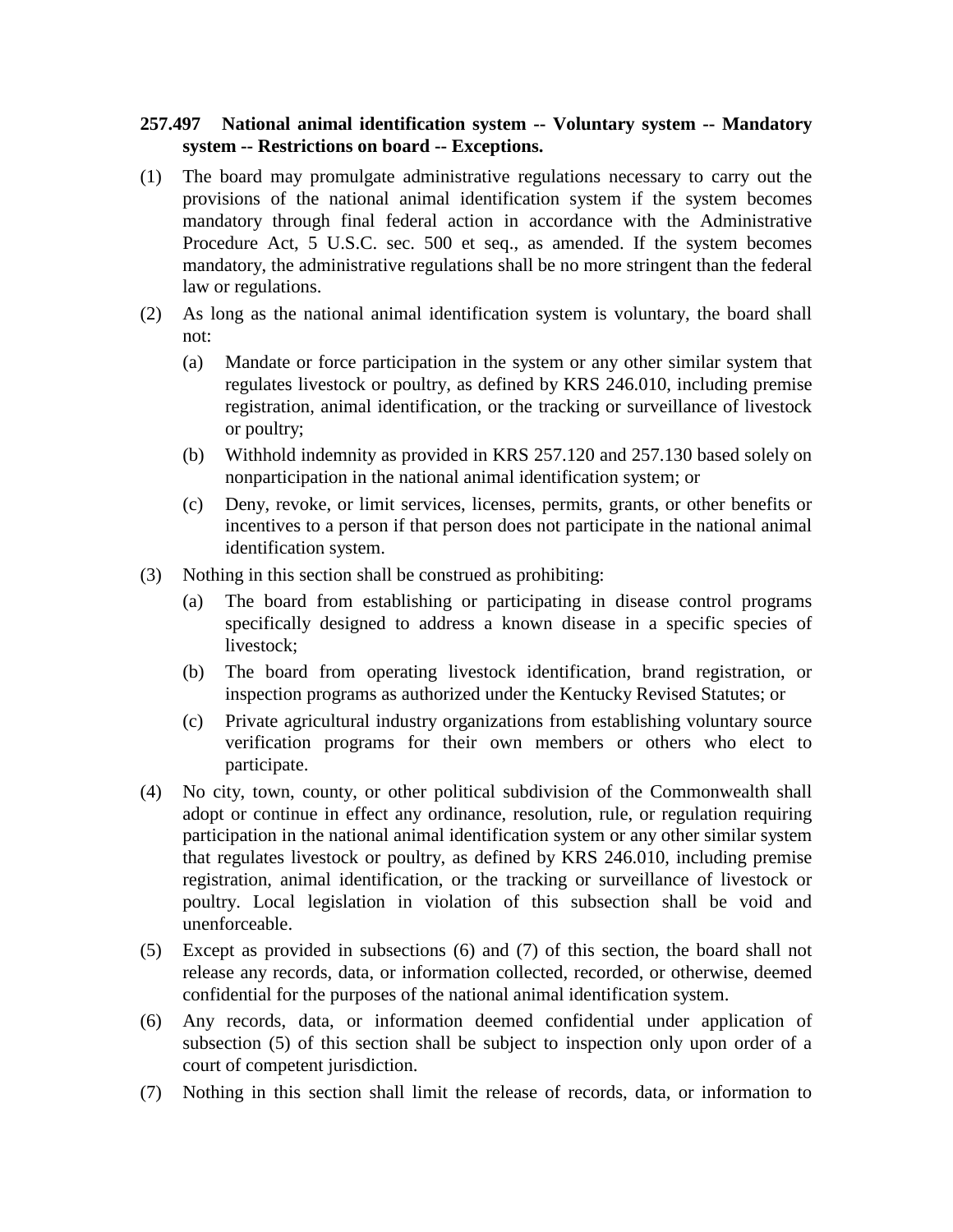**257.497 National animal identification system -- Voluntary system -- Mandatory system -- Restrictions on board -- Exceptions.**

(1) The board may promulgate administrative regulations necessary to carry out the provisions of the national animal identification system if the system becomes mandatory through final federal action in accordance with the Administrative Procedure Act, 5 U.S.C. sec. 500 et seq., as amended. If the system becomes mandatory, the administrative regulations shall be no more stringent than the federal law or regulations.

(2) As long as the national animal identification system is voluntary, the board shall not:

   (a) Mandate or force participation in the system or any other similar system that regulates livestock or poultry, as defined by KRS 246.010, including premise registration, animal identification, or the tracking or surveillance of livestock or poultry;

   (b) Withhold indemnity as provided in KRS 257.120 and 257.130 based solely on nonparticipation in the national animal identification system; or

   (c) Deny, revoke, or limit services, licenses, permits, grants, or other benefits or incentives to a person if that person does not participate in the national animal identification system.

(3) Nothing in this section shall be construed as prohibiting:

   (a) The board from establishing or participating in disease control programs specifically designed to address a known disease in a specific species of livestock;

   (b) The board from operating livestock identification, brand registration, or inspection programs as authorized under the Kentucky Revised Statutes; or

   (c) Private agricultural industry organizations from establishing voluntary source verification programs for their own members or others who elect to participate.

(4) No city, town, county, or other political subdivision of the Commonwealth shall adopt or continue in effect any ordinance, resolution, rule, or regulation requiring participation in the national animal identification system or any other similar system that regulates livestock or poultry, as defined by KRS 246.010, including premise registration, animal identification, or the tracking or surveillance of livestock or poultry. Local legislation in violation of this subsection shall be void and unenforceable.

(5) Except as provided in subsections (6) and (7) of this section, the board shall not release any records, data, or information collected, recorded, or otherwise, deemed confidential for the purposes of the national animal identification system.

(6) Any records, data, or information deemed confidential under application of subsection (5) of this section shall be subject to inspection only upon order of a court of competent jurisdiction.

(7) Nothing in this section shall limit the release of records, data, or information to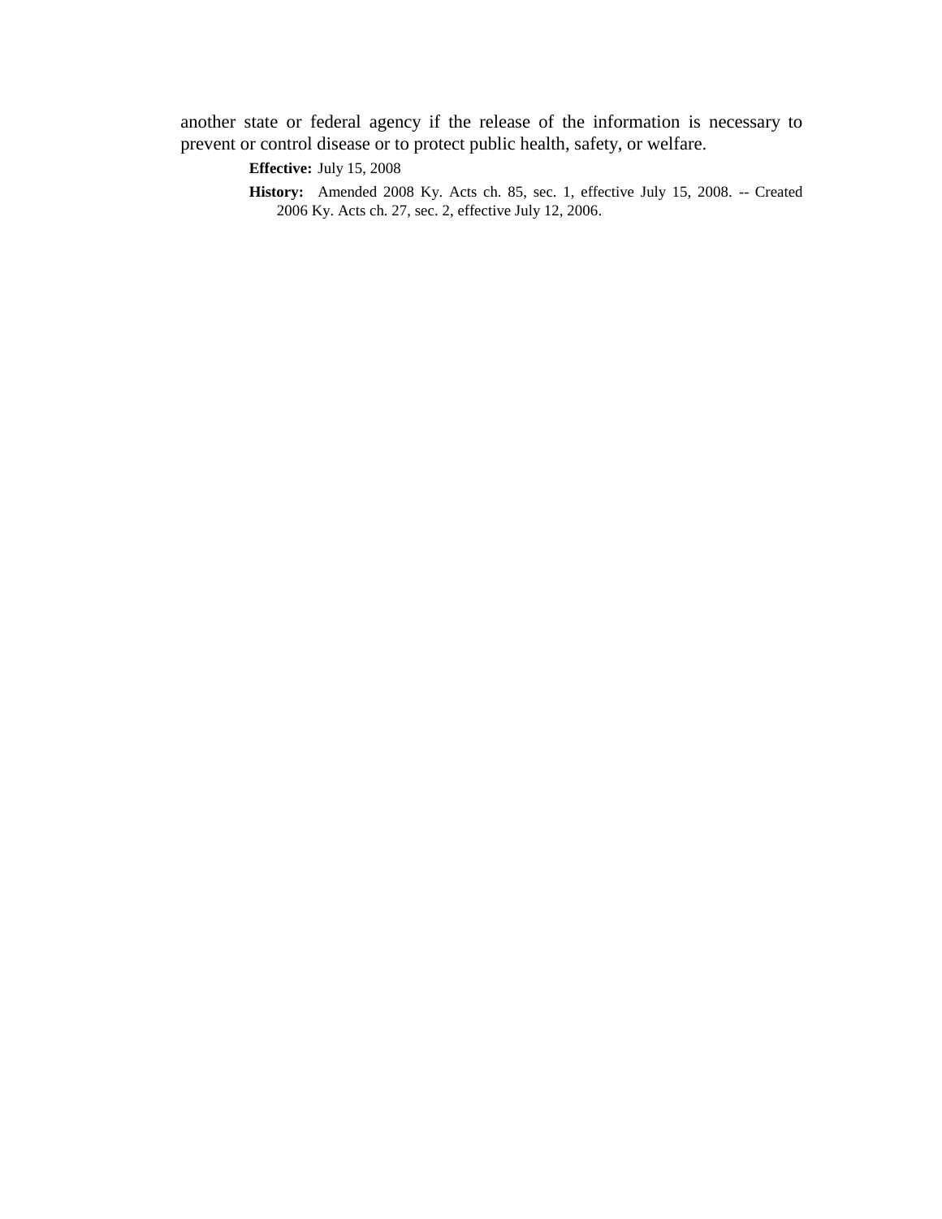another state or federal agency if the release of the information is necessary to prevent or control disease or to protect public health, safety, or welfare.

**Effective:** July 15, 2008

**History:** Amended 2008 Ky. Acts ch. 85, sec. 1, effective July 15, 2008. -- Created 2006 Ky. Acts ch. 27, sec. 2, effective July 12, 2006.